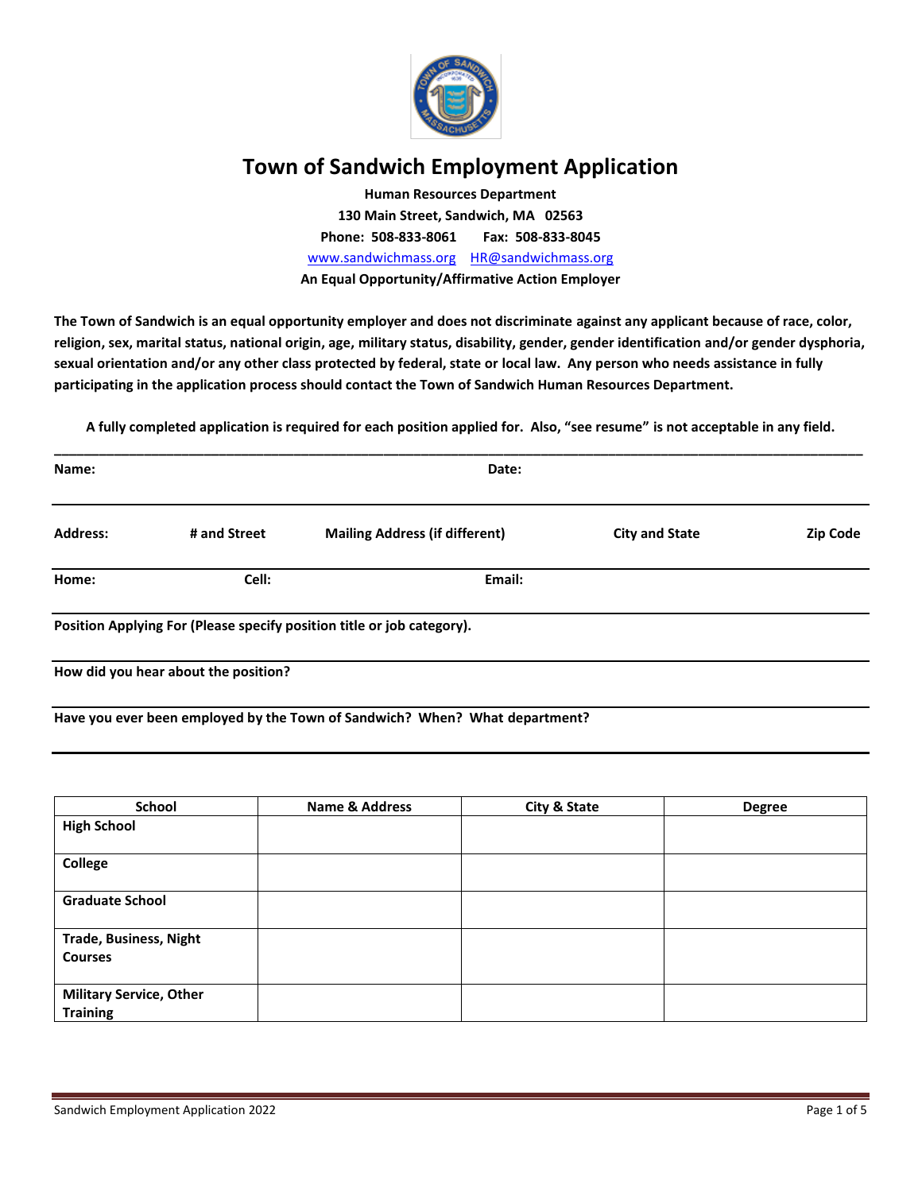# Town of Sandwich Employment Application

**Human Resources Department**
**130 Main Street, Sandwich, MA 02563**
**Phone: 508-833-8061 Fax: 508-833-8045**
www.sandwichmass.org HR@sandwichmass.org
**An Equal Opportunity/Affirmative Action Employer**

**The Town of Sandwich is an equal opportunity employer and does not discriminate against any applicant because of race, color, religion, sex, marital status, national origin, age, military status, disability, gender, gender identification and/or gender dysphoria, sexual orientation and/or any other class protected by federal, state or local law. Any person who needs assistance in fully participating in the application process should contact the Town of Sandwich Human Resources Department.**

**A fully completed application is required for each position applied for. Also, "see resume" is not acceptable in any field.**

---

**Name:** **Date:**

---

**Address:** **# and Street** **Mailing Address (if different)** **City and State** **Zip Code**

---

**Home:** **Cell:** **Email:**

---

**Position Applying For (Please specify position title or job category).**

---

**How did you hear about the position?**

---

**Have you ever been employed by the Town of Sandwich? When? What department?**

---

| School | Name & Address | City & State | Degree |
|---|---|---|---|
| **High School** | | | |
| **College** | | | |
| **Graduate School** | | | |
| **Trade, Business, Night Courses** | | | |
| **Military Service, Other Training** | | | |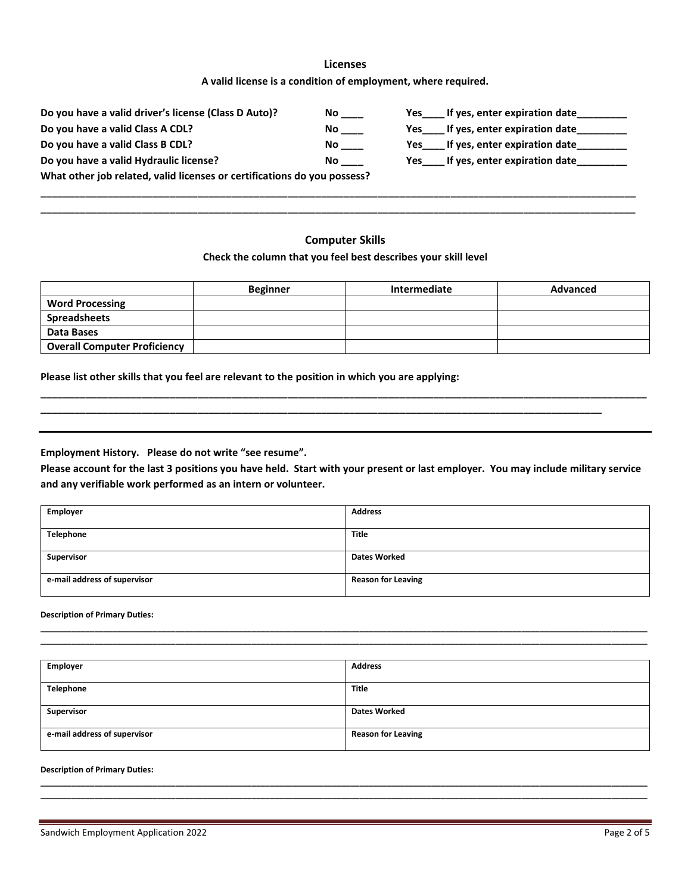## Licenses

**A valid license is a condition of employment, where required.**

**Do you have a valid driver's license (Class D Auto)?** No ____ Yes____ If yes, enter expiration date_________

**Do you have a valid Class A CDL?** No ____ Yes____ If yes, enter expiration date_________

**Do you have a valid Class B CDL?** No ____ Yes____ If yes, enter expiration date_________

**Do you have a valid Hydraulic license?** No ____ Yes____ If yes, enter expiration date_________

**What other job related, valid licenses or certifications do you possess?**

______________________________________________________________________________________________

______________________________________________________________________________________________

## Computer Skills

**Check the column that you feel best describes your skill level**

| | Beginner | Intermediate | Advanced |
|---|---|---|---|
| **Word Processing** | | | |
| **Spreadsheets** | | | |
| **Data Bases** | | | |
| **Overall Computer Proficiency** | | | |

**Please list other skills that you feel are relevant to the position in which you are applying:**

______________________________________________________________________________________________

______________________________________________________________________________________

---

**Employment History. Please do not write "see resume".**

**Please account for the last 3 positions you have held. Start with your present or last employer. You may include military service and any verifiable work performed as an intern or volunteer.**

| Employer | Address |
|---|---|
| **Telephone** | **Title** |
| **Supervisor** | **Dates Worked** |
| **e-mail address of supervisor** | **Reason for Leaving** |

**Description of Primary Duties:**

______________________________________________________________________________________________

______________________________________________________________________________________________

| Employer | Address |
|---|---|
| **Telephone** | **Title** |
| **Supervisor** | **Dates Worked** |
| **e-mail address of supervisor** | **Reason for Leaving** |

**Description of Primary Duties:**

______________________________________________________________________________________________

______________________________________________________________________________________________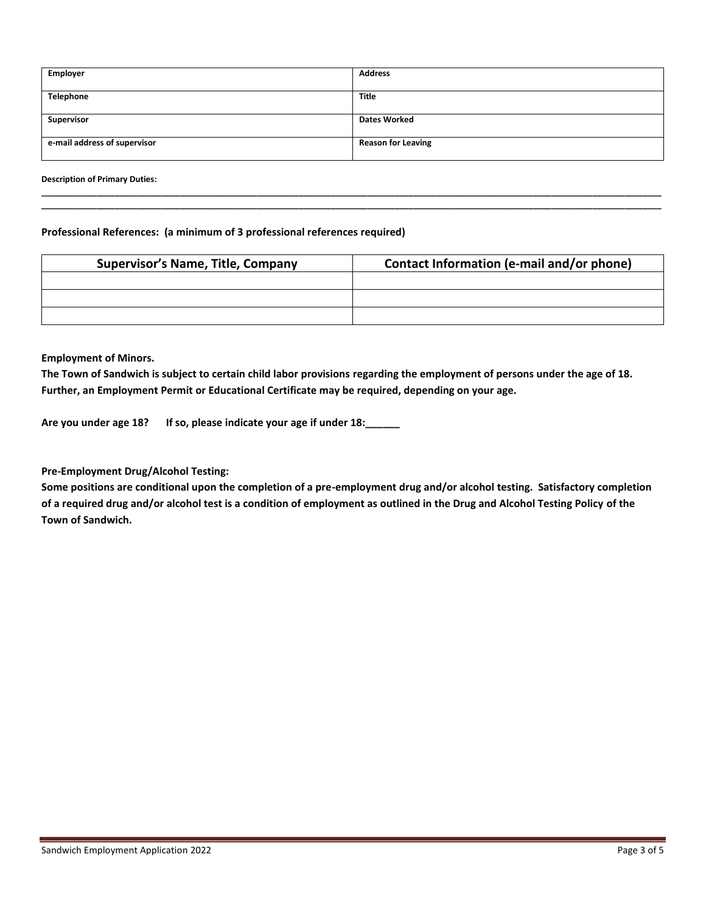| Employer | Address |
|---|---|
| Telephone | Title |
| Supervisor | Dates Worked |
| e-mail address of supervisor | Reason for Leaving |

**Description of Primary Duties:**

______________________________________________________________________________________________________________

______________________________________________________________________________________________________________

**Professional References: (a minimum of 3 professional references required)**

| Supervisor's Name, Title, Company | Contact Information (e-mail and/or phone) |
|---|---|
| | |
| | |
| | |

**Employment of Minors.**
**The Town of Sandwich is subject to certain child labor provisions regarding the employment of persons under the age of 18. Further, an Employment Permit or Educational Certificate may be required, depending on your age.**

**Are you under age 18? If so, please indicate your age if under 18:______**

**Pre-Employment Drug/Alcohol Testing:**
**Some positions are conditional upon the completion of a pre-employment drug and/or alcohol testing. Satisfactory completion of a required drug and/or alcohol test is a condition of employment as outlined in the Drug and Alcohol Testing Policy of the Town of Sandwich.**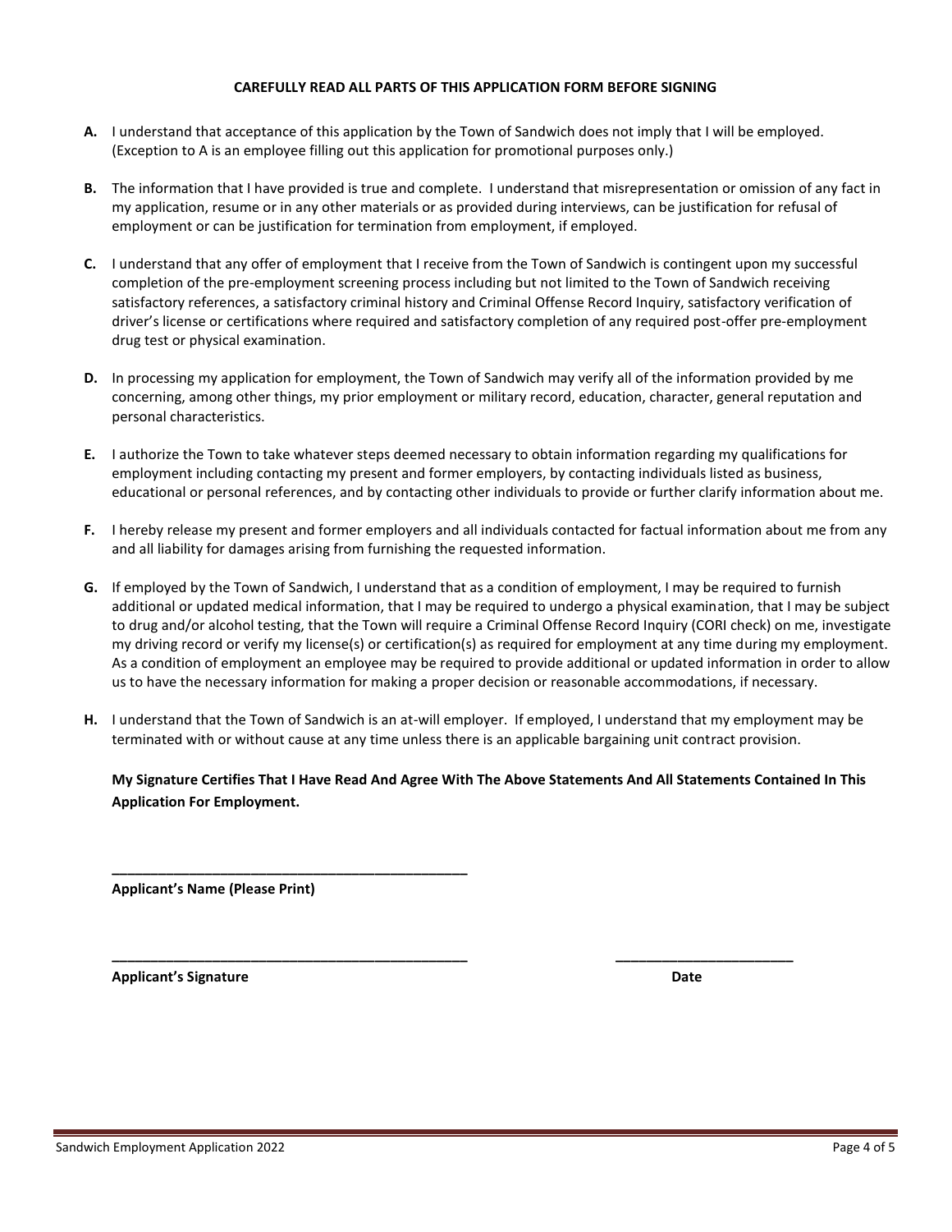**CAREFULLY READ ALL PARTS OF THIS APPLICATION FORM BEFORE SIGNING**

**A.** I understand that acceptance of this application by the Town of Sandwich does not imply that I will be employed. (Exception to A is an employee filling out this application for promotional purposes only.)

**B.** The information that I have provided is true and complete. I understand that misrepresentation or omission of any fact in my application, resume or in any other materials or as provided during interviews, can be justification for refusal of employment or can be justification for termination from employment, if employed.

**C.** I understand that any offer of employment that I receive from the Town of Sandwich is contingent upon my successful completion of the pre-employment screening process including but not limited to the Town of Sandwich receiving satisfactory references, a satisfactory criminal history and Criminal Offense Record Inquiry, satisfactory verification of driver's license or certifications where required and satisfactory completion of any required post-offer pre-employment drug test or physical examination.

**D.** In processing my application for employment, the Town of Sandwich may verify all of the information provided by me concerning, among other things, my prior employment or military record, education, character, general reputation and personal characteristics.

**E.** I authorize the Town to take whatever steps deemed necessary to obtain information regarding my qualifications for employment including contacting my present and former employers, by contacting individuals listed as business, educational or personal references, and by contacting other individuals to provide or further clarify information about me.

**F.** I hereby release my present and former employers and all individuals contacted for factual information about me from any and all liability for damages arising from furnishing the requested information.

**G.** If employed by the Town of Sandwich, I understand that as a condition of employment, I may be required to furnish additional or updated medical information, that I may be required to undergo a physical examination, that I may be subject to drug and/or alcohol testing, that the Town will require a Criminal Offense Record Inquiry (CORI check) on me, investigate my driving record or verify my license(s) or certification(s) as required for employment at any time during my employment. As a condition of employment an employee may be required to provide additional or updated information in order to allow us to have the necessary information for making a proper decision or reasonable accommodations, if necessary.

**H.** I understand that the Town of Sandwich is an at-will employer. If employed, I understand that my employment may be terminated with or without cause at any time unless there is an applicable bargaining unit contract provision.

**My Signature Certifies That I Have Read And Agree With The Above Statements And All Statements Contained In This Application For Employment.**

\_\_\_\_\_\_\_\_\_\_\_\_\_\_\_\_\_\_\_\_\_\_\_\_\_\_\_\_\_\_\_\_\_\_\_\_\_\_\_\_\_\_\_\_\_\_

**Applicant's Name (Please Print)**

\_\_\_\_\_\_\_\_\_\_\_\_\_\_\_\_\_\_\_\_\_\_\_\_\_\_\_\_\_\_\_\_\_\_\_\_\_\_\_\_\_\_\_\_\_\_ \_\_\_\_\_\_\_\_\_\_\_\_\_\_\_\_\_\_\_\_\_\_\_\_

**Applicant's Signature** **Date**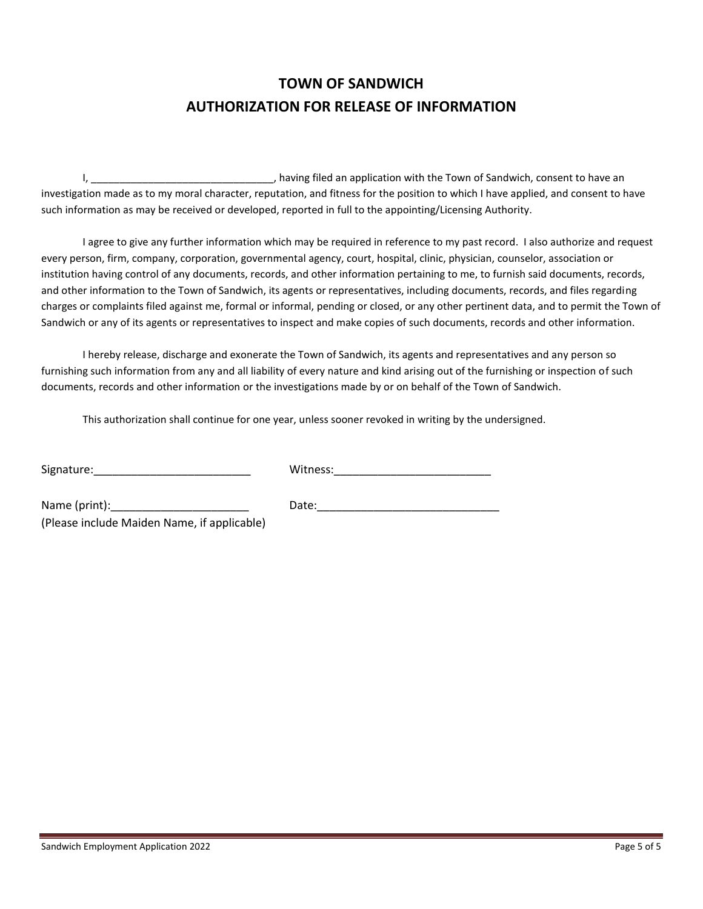# TOWN OF SANDWICH
# AUTHORIZATION FOR RELEASE OF INFORMATION

I, _______________________________, having filed an application with the Town of Sandwich, consent to have an investigation made as to my moral character, reputation, and fitness for the position to which I have applied, and consent to have such information as may be received or developed, reported in full to the appointing/Licensing Authority.

I agree to give any further information which may be required in reference to my past record. I also authorize and request every person, firm, company, corporation, governmental agency, court, hospital, clinic, physician, counselor, association or institution having control of any documents, records, and other information pertaining to me, to furnish said documents, records, and other information to the Town of Sandwich, its agents or representatives, including documents, records, and files regarding charges or complaints filed against me, formal or informal, pending or closed, or any other pertinent data, and to permit the Town of Sandwich or any of its agents or representatives to inspect and make copies of such documents, records and other information.

I hereby release, discharge and exonerate the Town of Sandwich, its agents and representatives and any person so furnishing such information from any and all liability of every nature and kind arising out of the furnishing or inspection of such documents, records and other information or the investigations made by or on behalf of the Town of Sandwich.

This authorization shall continue for one year, unless sooner revoked in writing by the undersigned.

Signature:_________________________ Witness:_________________________

Name (print):______________________ Date:_____________________________
(Please include Maiden Name, if applicable)